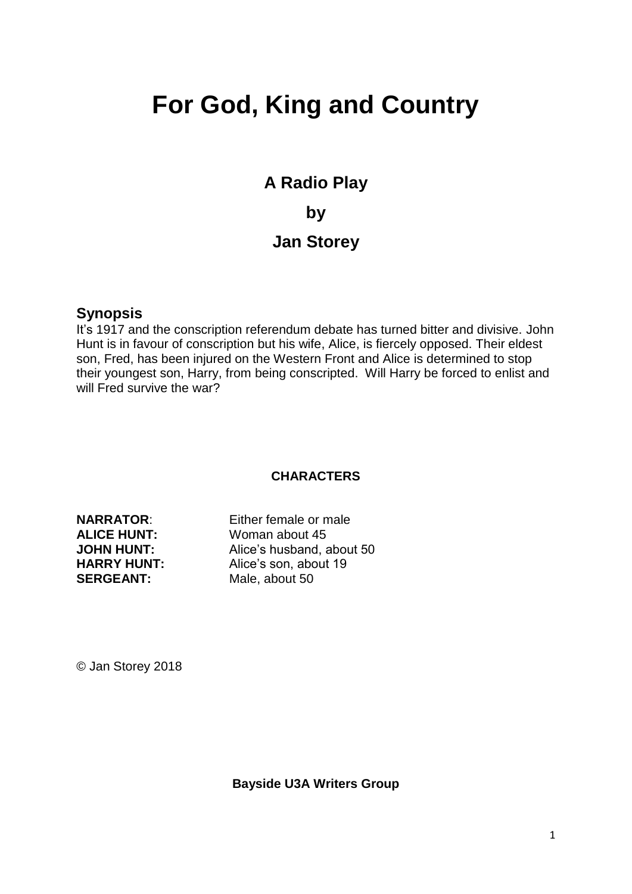# For God, King and Country

## A Radio Play

## by

## Jan Storey

### Synopsis

It's 1917 and the conscription referendum debate has turned bitter and divisive. John Hunt is in favour of conscription but his wife, Alice, is fiercely opposed. Their eldest son, Fred, has been injured on the Western Front and Alice is determined to stop their youngest son, Harry, from being conscripted. Will Harry be forced to enlist and will Fred survive the war?

**CHARACTERS**

| | |
|---|---|
| **NARRATOR**: | Either female or male |
| **ALICE HUNT:** | Woman about 45 |
| **JOHN HUNT:** | Alice's husband, about 50 |
| **HARRY HUNT:** | Alice's son, about 19 |
| **SERGEANT:** | Male, about 50 |

© Jan Storey 2018

**Bayside U3A Writers Group**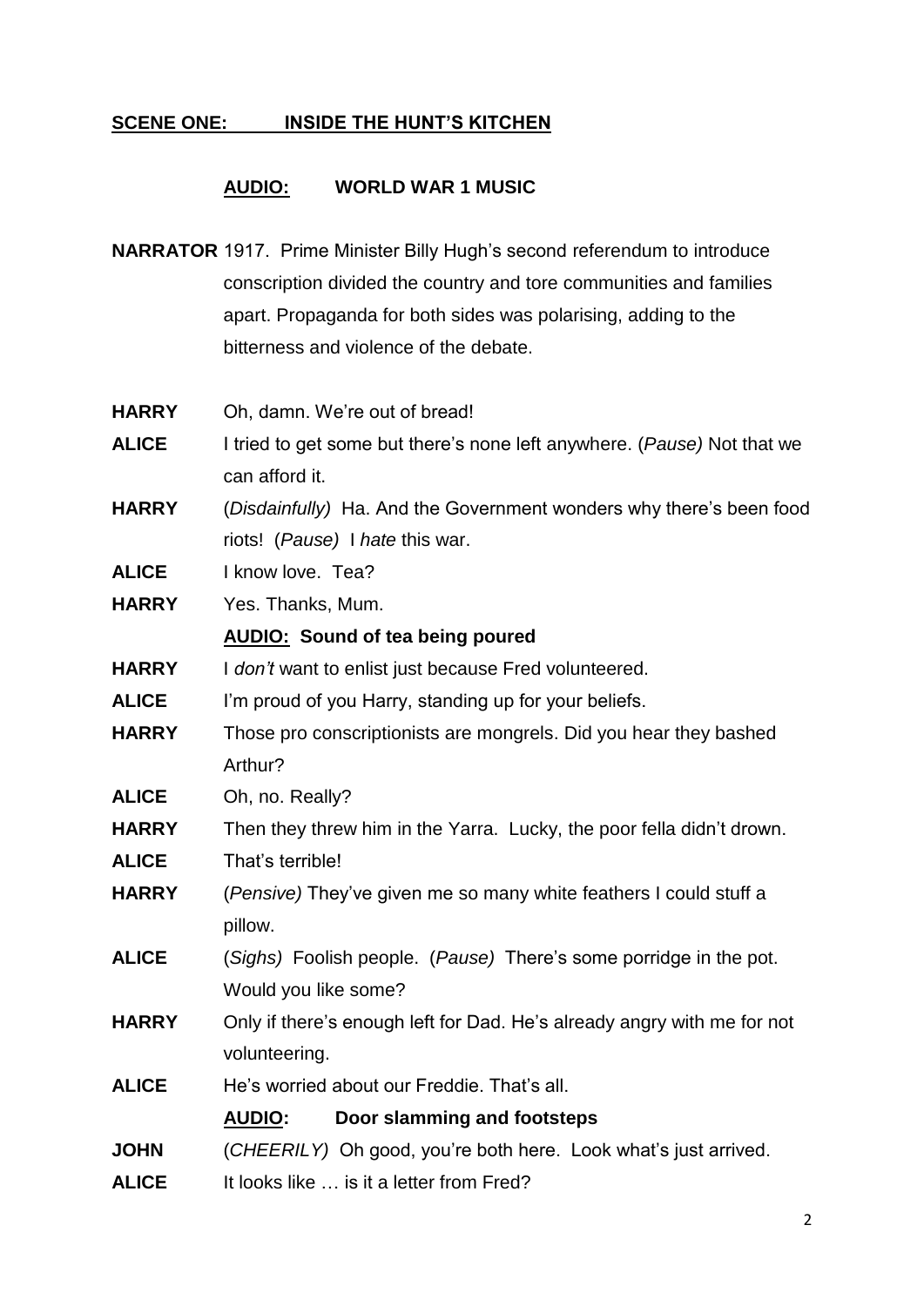## <u>SCENE ONE: INSIDE THE HUNT'S KITCHEN</u>

**<u>AUDIO:</u> WORLD WAR 1 MUSIC**

**NARRATOR** 1917. Prime Minister Billy Hugh's second referendum to introduce conscription divided the country and tore communities and families apart. Propaganda for both sides was polarising, adding to the bitterness and violence of the debate.

**HARRY** Oh, damn. We're out of bread!

**ALICE** I tried to get some but there's none left anywhere. (*Pause)* Not that we can afford it.

**HARRY** (*Disdainfully)* Ha. And the Government wonders why there's been food riots! (*Pause)* I *hate* this war.

**ALICE** I know love. Tea?

**HARRY** Yes. Thanks, Mum.

**<u>AUDIO:</u> Sound of tea being poured**

**HARRY** I *don't* want to enlist just because Fred volunteered.

**ALICE** I'm proud of you Harry, standing up for your beliefs.

**HARRY** Those pro conscriptionists are mongrels. Did you hear they bashed Arthur?

**ALICE** Oh, no. Really?

**HARRY** Then they threw him in the Yarra. Lucky, the poor fella didn't drown.

**ALICE** That's terrible!

**HARRY** (*Pensive)* They've given me so many white feathers I could stuff a pillow.

**ALICE** (*Sighs)* Foolish people. (*Pause)* There's some porridge in the pot. Would you like some?

**HARRY** Only if there's enough left for Dad. He's already angry with me for not volunteering.

**ALICE** He's worried about our Freddie. That's all.

**<u>AUDIO</u>: Door slamming and footsteps**

**JOHN** (*CHEERILY)* Oh good, you're both here. Look what's just arrived.

**ALICE** It looks like … is it a letter from Fred?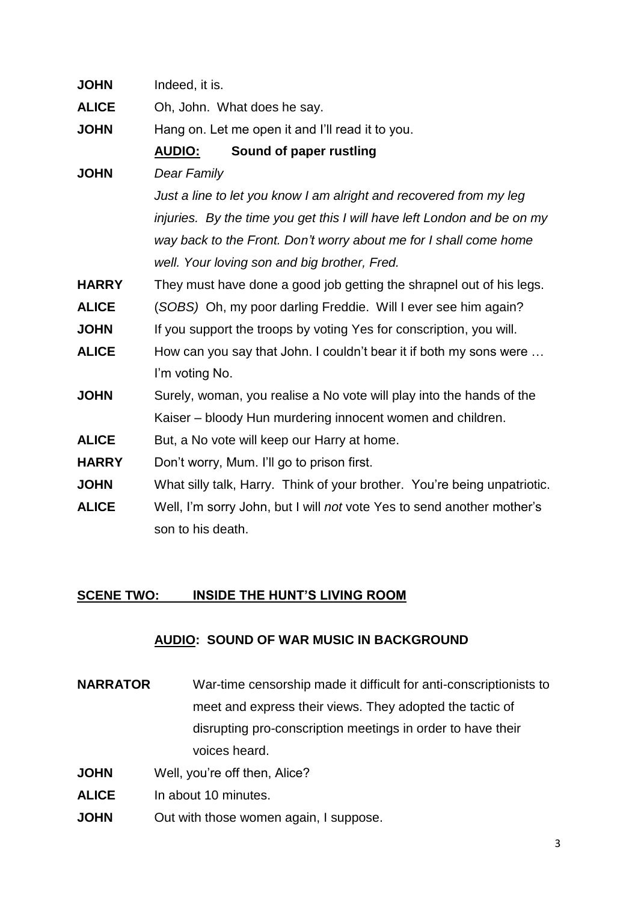**JOHN** Indeed, it is.

**ALICE** Oh, John. What does he say.

**JOHN** Hang on. Let me open it and I'll read it to you.

**AUDIO:** **Sound of paper rustling**

**JOHN** *Dear Family*

*Just a line to let you know I am alright and recovered from my leg injuries. By the time you get this I will have left London and be on my way back to the Front. Don't worry about me for I shall come home well. Your loving son and big brother, Fred.*

**HARRY** They must have done a good job getting the shrapnel out of his legs.

**ALICE** (*SOBS)* Oh, my poor darling Freddie. Will I ever see him again?

**JOHN** If you support the troops by voting Yes for conscription, you will.

**ALICE** How can you say that John. I couldn't bear it if both my sons were … I'm voting No.

**JOHN** Surely, woman, you realise a No vote will play into the hands of the Kaiser – bloody Hun murdering innocent women and children.

**ALICE** But, a No vote will keep our Harry at home.

**HARRY** Don't worry, Mum. I'll go to prison first.

**JOHN** What silly talk, Harry. Think of your brother. You're being unpatriotic.

**ALICE** Well, I'm sorry John, but I will *not* vote Yes to send another mother's son to his death.

## SCENE TWO: INSIDE THE HUNT'S LIVING ROOM

**AUDIO: SOUND OF WAR MUSIC IN BACKGROUND**

**NARRATOR** War-time censorship made it difficult for anti-conscriptionists to meet and express their views. They adopted the tactic of disrupting pro-conscription meetings in order to have their voices heard.

**JOHN** Well, you're off then, Alice?

**ALICE** In about 10 minutes.

**JOHN** Out with those women again, I suppose.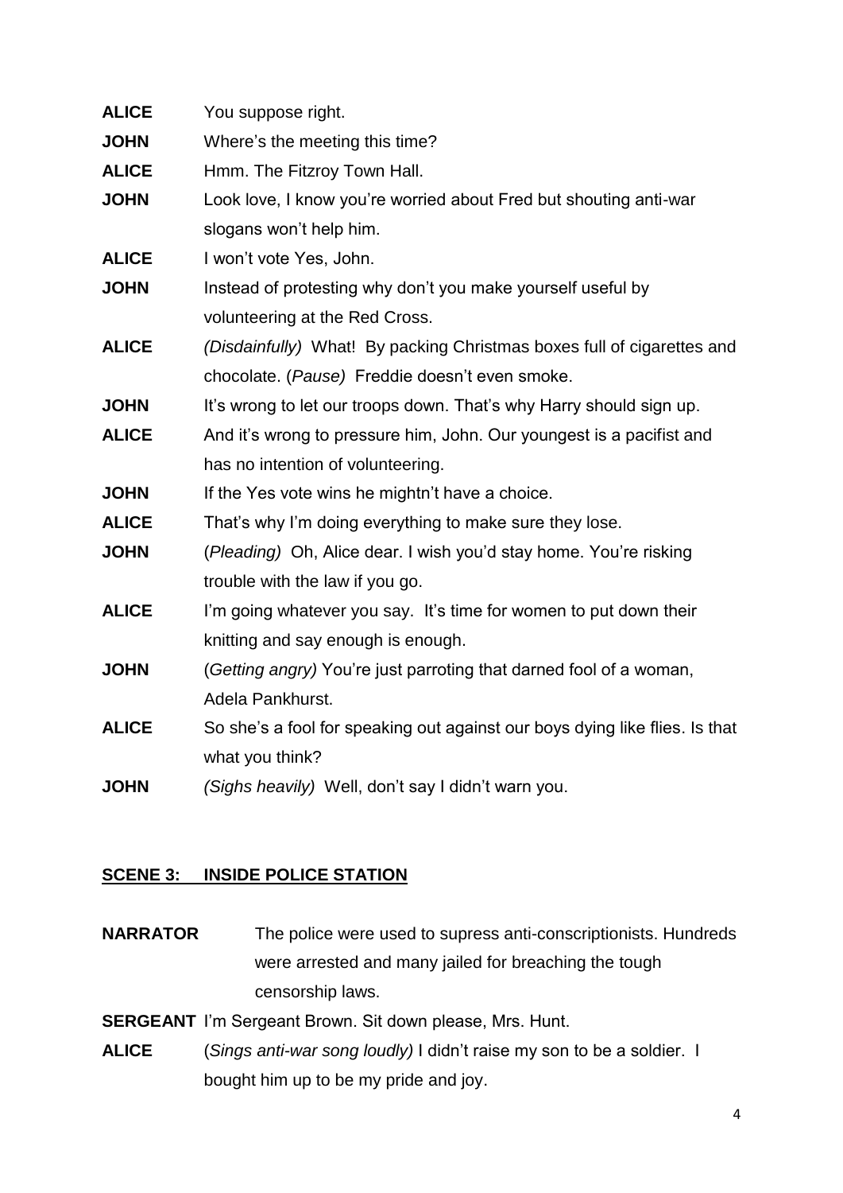**ALICE** You suppose right.

**JOHN** Where's the meeting this time?

**ALICE** Hmm. The Fitzroy Town Hall.

**JOHN** Look love, I know you're worried about Fred but shouting anti-war slogans won't help him.

**ALICE** I won't vote Yes, John.

**JOHN** Instead of protesting why don't you make yourself useful by volunteering at the Red Cross.

**ALICE** *(Disdainfully)* What! By packing Christmas boxes full of cigarettes and chocolate. (*Pause)* Freddie doesn't even smoke.

**JOHN** It's wrong to let our troops down. That's why Harry should sign up.

**ALICE** And it's wrong to pressure him, John. Our youngest is a pacifist and has no intention of volunteering.

**JOHN** If the Yes vote wins he mightn't have a choice.

**ALICE** That's why I'm doing everything to make sure they lose.

**JOHN** (*Pleading)* Oh, Alice dear. I wish you'd stay home. You're risking trouble with the law if you go.

**ALICE** I'm going whatever you say. It's time for women to put down their knitting and say enough is enough.

**JOHN** (*Getting angry)* You're just parroting that darned fool of a woman, Adela Pankhurst.

**ALICE** So she's a fool for speaking out against our boys dying like flies. Is that what you think?

**JOHN** *(Sighs heavily)* Well, don't say I didn't warn you.

## SCENE 3: INSIDE POLICE STATION

**NARRATOR** The police were used to supress anti-conscriptionists. Hundreds were arrested and many jailed for breaching the tough censorship laws.

**SERGEANT** I'm Sergeant Brown. Sit down please, Mrs. Hunt.

**ALICE** (*Sings anti-war song loudly)* I didn't raise my son to be a soldier. I bought him up to be my pride and joy.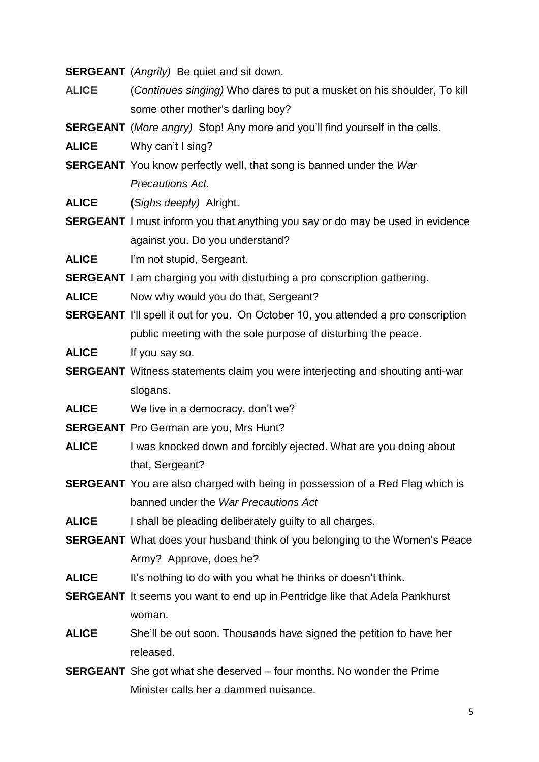**SERGEANT** (*Angrily)* Be quiet and sit down.

**ALICE** (*Continues singing)* Who dares to put a musket on his shoulder, To kill some other mother's darling boy?

**SERGEANT** (*More angry)* Stop! Any more and you'll find yourself in the cells.

**ALICE** Why can't I sing?

**SERGEANT** You know perfectly well, that song is banned under the *War Precautions Act.*

**ALICE** **(***Sighs deeply)* Alright.

**SERGEANT** I must inform you that anything you say or do may be used in evidence against you. Do you understand?

**ALICE** I'm not stupid, Sergeant.

**SERGEANT** I am charging you with disturbing a pro conscription gathering.

**ALICE** Now why would you do that, Sergeant?

**SERGEANT** I'll spell it out for you. On October 10, you attended a pro conscription public meeting with the sole purpose of disturbing the peace.

**ALICE** If you say so.

**SERGEANT** Witness statements claim you were interjecting and shouting anti-war slogans.

**ALICE** We live in a democracy, don't we?

**SERGEANT** Pro German are you, Mrs Hunt?

**ALICE** I was knocked down and forcibly ejected. What are you doing about that, Sergeant?

**SERGEANT** You are also charged with being in possession of a Red Flag which is banned under the *War Precautions Act*

**ALICE** I shall be pleading deliberately guilty to all charges.

**SERGEANT** What does your husband think of you belonging to the Women's Peace Army? Approve, does he?

**ALICE** It's nothing to do with you what he thinks or doesn't think.

**SERGEANT** It seems you want to end up in Pentridge like that Adela Pankhurst woman.

**ALICE** She'll be out soon. Thousands have signed the petition to have her released.

**SERGEANT** She got what she deserved – four months. No wonder the Prime Minister calls her a dammed nuisance.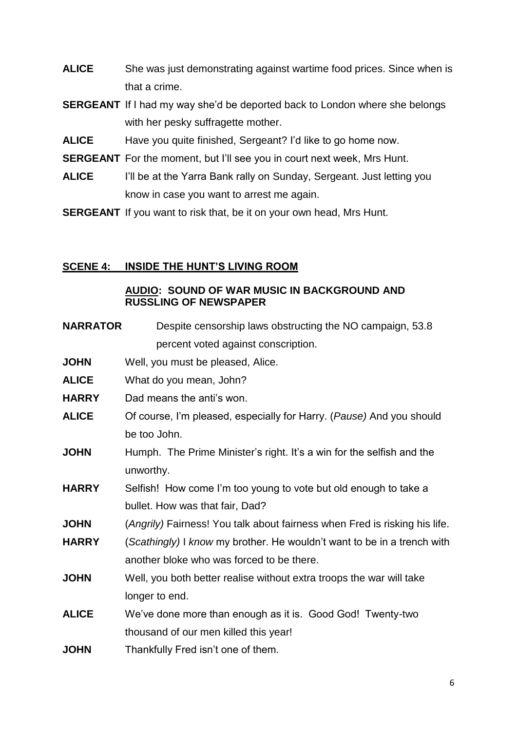**ALICE** She was just demonstrating against wartime food prices. Since when is that a crime.

**SERGEANT** If I had my way she'd be deported back to London where she belongs with her pesky suffragette mother.

**ALICE** Have you quite finished, Sergeant? I'd like to go home now.

**SERGEANT** For the moment, but I'll see you in court next week, Mrs Hunt.

**ALICE** I'll be at the Yarra Bank rally on Sunday, Sergeant. Just letting you know in case you want to arrest me again.

**SERGEANT** If you want to risk that, be it on your own head, Mrs Hunt.

## SCENE 4: INSIDE THE HUNT'S LIVING ROOM

**AUDIO: SOUND OF WAR MUSIC IN BACKGROUND AND RUSSLING OF NEWSPAPER**

**NARRATOR** Despite censorship laws obstructing the NO campaign, 53.8 percent voted against conscription.

**JOHN** Well, you must be pleased, Alice.

**ALICE** What do you mean, John?

**HARRY** Dad means the anti's won.

**ALICE** Of course, I'm pleased, especially for Harry. (*Pause)* And you should be too John.

**JOHN** Humph. The Prime Minister's right. It's a win for the selfish and the unworthy.

**HARRY** Selfish! How come I'm too young to vote but old enough to take a bullet. How was that fair, Dad?

**JOHN** (*Angrily)* Fairness! You talk about fairness when Fred is risking his life.

**HARRY** (*Scathingly)* I *know* my brother. He wouldn't want to be in a trench with another bloke who was forced to be there.

**JOHN** Well, you both better realise without extra troops the war will take longer to end.

**ALICE** We've done more than enough as it is. Good God! Twenty-two thousand of our men killed this year!

**JOHN** Thankfully Fred isn't one of them.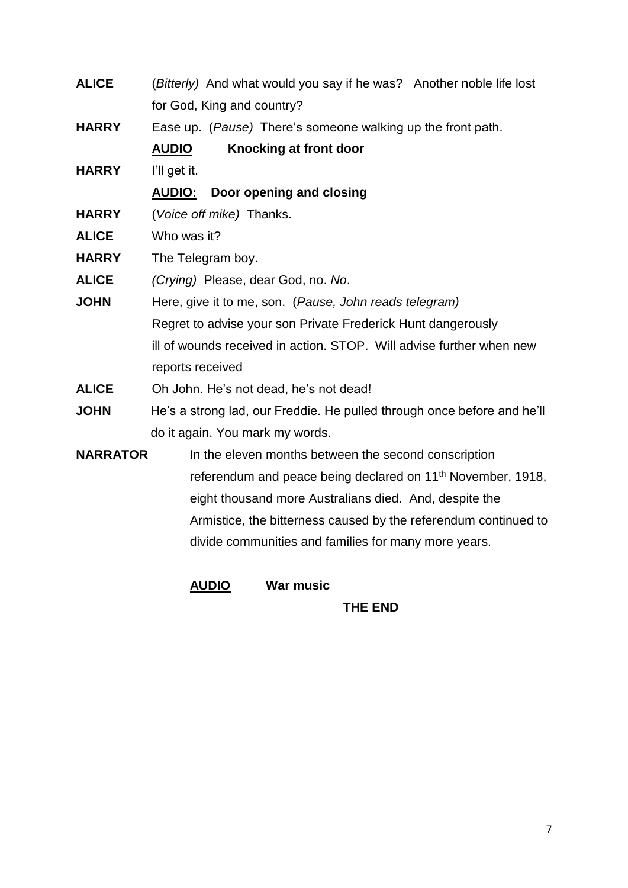**ALICE** (*Bitterly)* And what would you say if he was? Another noble life lost for God, King and country?

**HARRY** Ease up. (*Pause)* There's someone walking up the front path.

**AUDIO** **Knocking at front door**

**HARRY** I'll get it.

**AUDIO:** **Door opening and closing**

**HARRY** (*Voice off mike)* Thanks.

**ALICE** Who was it?

**HARRY** The Telegram boy.

**ALICE** *(Crying)* Please, dear God, no. *No*.

**JOHN** Here, give it to me, son. (*Pause, John reads telegram)*
Regret to advise your son Private Frederick Hunt dangerously ill of wounds received in action. STOP. Will advise further when new reports received

**ALICE** Oh John. He's not dead, he's not dead!

**JOHN** He's a strong lad, our Freddie. He pulled through once before and he'll do it again. You mark my words.

**NARRATOR** In the eleven months between the second conscription referendum and peace being declared on 11th November, 1918, eight thousand more Australians died. And, despite the Armistice, the bitterness caused by the referendum continued to divide communities and families for many more years.

**AUDIO** **War music**

**THE END**